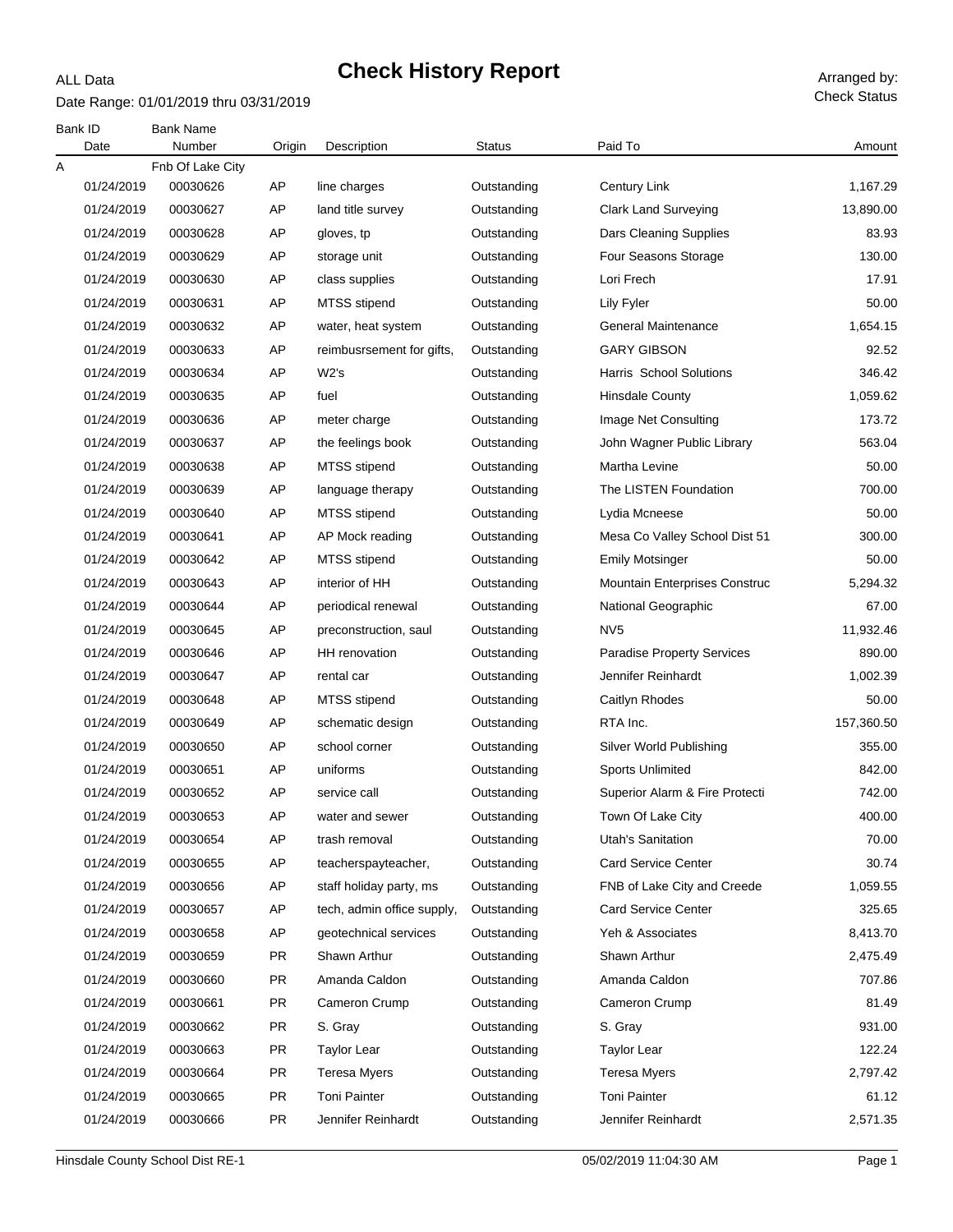ALL Data

# Check History Report

Date Range: 01/01/2019 thru 03/31/2019

Arranged by: Check Status

| Bank ID | Bank Name | | | | | |
|---|---|---|---|---|---|---|
| Date | Number | Origin | Description | Status | Paid To | Amount |
| A | Fnb Of Lake City | | | | | |
| 01/24/2019 | 00030626 | AP | line charges | Outstanding | Century Link | 1,167.29 |
| 01/24/2019 | 00030627 | AP | land title survey | Outstanding | Clark Land Surveying | 13,890.00 |
| 01/24/2019 | 00030628 | AP | gloves, tp | Outstanding | Dars Cleaning Supplies | 83.93 |
| 01/24/2019 | 00030629 | AP | storage unit | Outstanding | Four Seasons Storage | 130.00 |
| 01/24/2019 | 00030630 | AP | class supplies | Outstanding | Lori Frech | 17.91 |
| 01/24/2019 | 00030631 | AP | MTSS stipend | Outstanding | Lily Fyler | 50.00 |
| 01/24/2019 | 00030632 | AP | water, heat system | Outstanding | General Maintenance | 1,654.15 |
| 01/24/2019 | 00030633 | AP | reimbusrsement for gifts, | Outstanding | GARY GIBSON | 92.52 |
| 01/24/2019 | 00030634 | AP | W2's | Outstanding | Harris School Solutions | 346.42 |
| 01/24/2019 | 00030635 | AP | fuel | Outstanding | Hinsdale County | 1,059.62 |
| 01/24/2019 | 00030636 | AP | meter charge | Outstanding | Image Net Consulting | 173.72 |
| 01/24/2019 | 00030637 | AP | the feelings book | Outstanding | John Wagner Public Library | 563.04 |
| 01/24/2019 | 00030638 | AP | MTSS stipend | Outstanding | Martha Levine | 50.00 |
| 01/24/2019 | 00030639 | AP | language therapy | Outstanding | The LISTEN Foundation | 700.00 |
| 01/24/2019 | 00030640 | AP | MTSS stipend | Outstanding | Lydia Mcneese | 50.00 |
| 01/24/2019 | 00030641 | AP | AP Mock reading | Outstanding | Mesa Co Valley School Dist 51 | 300.00 |
| 01/24/2019 | 00030642 | AP | MTSS stipend | Outstanding | Emily Motsinger | 50.00 |
| 01/24/2019 | 00030643 | AP | interior of HH | Outstanding | Mountain Enterprises Construc | 5,294.32 |
| 01/24/2019 | 00030644 | AP | periodical renewal | Outstanding | National Geographic | 67.00 |
| 01/24/2019 | 00030645 | AP | preconstruction, saul | Outstanding | NV5 | 11,932.46 |
| 01/24/2019 | 00030646 | AP | HH renovation | Outstanding | Paradise Property Services | 890.00 |
| 01/24/2019 | 00030647 | AP | rental car | Outstanding | Jennifer Reinhardt | 1,002.39 |
| 01/24/2019 | 00030648 | AP | MTSS stipend | Outstanding | Caitlyn Rhodes | 50.00 |
| 01/24/2019 | 00030649 | AP | schematic design | Outstanding | RTA Inc. | 157,360.50 |
| 01/24/2019 | 00030650 | AP | school corner | Outstanding | Silver World Publishing | 355.00 |
| 01/24/2019 | 00030651 | AP | uniforms | Outstanding | Sports Unlimited | 842.00 |
| 01/24/2019 | 00030652 | AP | service call | Outstanding | Superior Alarm & Fire Protecti | 742.00 |
| 01/24/2019 | 00030653 | AP | water and sewer | Outstanding | Town Of Lake City | 400.00 |
| 01/24/2019 | 00030654 | AP | trash removal | Outstanding | Utah's Sanitation | 70.00 |
| 01/24/2019 | 00030655 | AP | teacherspayteacher, | Outstanding | Card Service Center | 30.74 |
| 01/24/2019 | 00030656 | AP | staff holiday party, ms | Outstanding | FNB of Lake City and Creede | 1,059.55 |
| 01/24/2019 | 00030657 | AP | tech, admin office supply, | Outstanding | Card Service Center | 325.65 |
| 01/24/2019 | 00030658 | AP | geotechnical services | Outstanding | Yeh & Associates | 8,413.70 |
| 01/24/2019 | 00030659 | PR | Shawn Arthur | Outstanding | Shawn Arthur | 2,475.49 |
| 01/24/2019 | 00030660 | PR | Amanda Caldon | Outstanding | Amanda Caldon | 707.86 |
| 01/24/2019 | 00030661 | PR | Cameron Crump | Outstanding | Cameron Crump | 81.49 |
| 01/24/2019 | 00030662 | PR | S. Gray | Outstanding | S. Gray | 931.00 |
| 01/24/2019 | 00030663 | PR | Taylor Lear | Outstanding | Taylor Lear | 122.24 |
| 01/24/2019 | 00030664 | PR | Teresa Myers | Outstanding | Teresa Myers | 2,797.42 |
| 01/24/2019 | 00030665 | PR | Toni Painter | Outstanding | Toni Painter | 61.12 |
| 01/24/2019 | 00030666 | PR | Jennifer Reinhardt | Outstanding | Jennifer Reinhardt | 2,571.35 |

Hinsdale County School Dist RE-1 05/02/2019 11:04:30 AM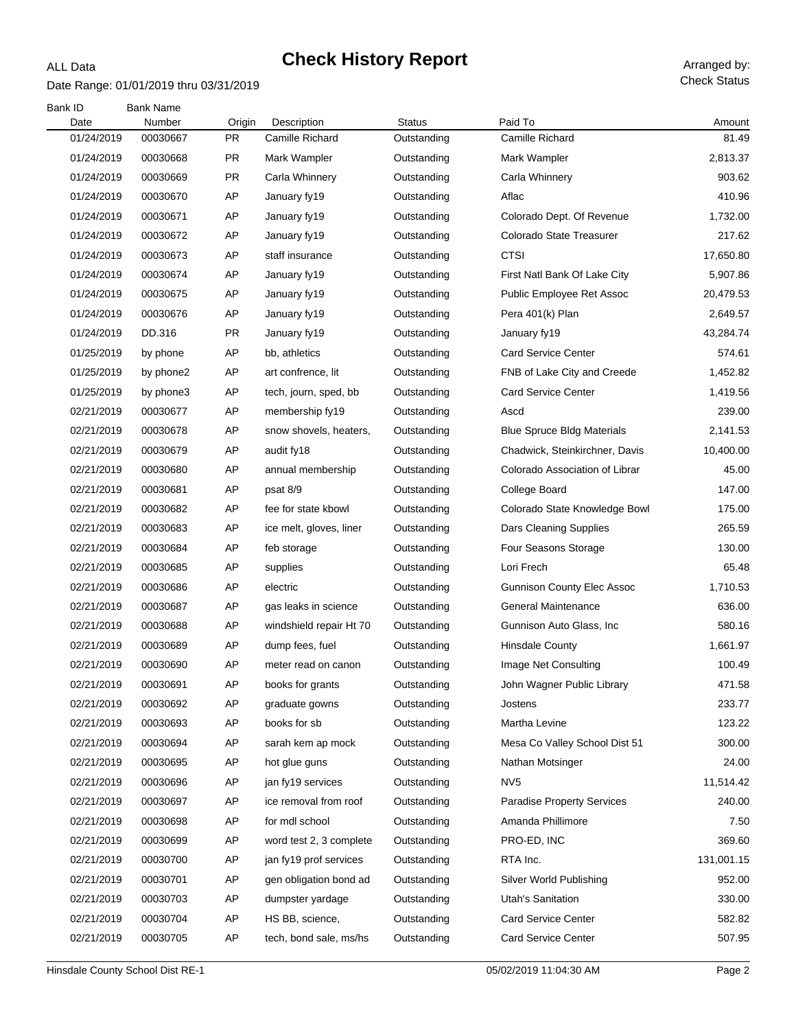# Check History Report

ALL Data

Date Range: 01/01/2019 thru 03/31/2019

Arranged by: Check Status

| Bank ID / Date | Bank Name / Number | Origin | Description | Status | Paid To | Amount |
|---|---|---|---|---|---|---|
| 01/24/2019 | 00030667 | PR | Camille Richard | Outstanding | Camille Richard | 81.49 |
| 01/24/2019 | 00030668 | PR | Mark Wampler | Outstanding | Mark Wampler | 2,813.37 |
| 01/24/2019 | 00030669 | PR | Carla Whinnery | Outstanding | Carla Whinnery | 903.62 |
| 01/24/2019 | 00030670 | AP | January fy19 | Outstanding | Aflac | 410.96 |
| 01/24/2019 | 00030671 | AP | January fy19 | Outstanding | Colorado Dept. Of Revenue | 1,732.00 |
| 01/24/2019 | 00030672 | AP | January fy19 | Outstanding | Colorado State Treasurer | 217.62 |
| 01/24/2019 | 00030673 | AP | staff insurance | Outstanding | CTSI | 17,650.80 |
| 01/24/2019 | 00030674 | AP | January fy19 | Outstanding | First Natl Bank Of Lake City | 5,907.86 |
| 01/24/2019 | 00030675 | AP | January fy19 | Outstanding | Public Employee Ret Assoc | 20,479.53 |
| 01/24/2019 | 00030676 | AP | January fy19 | Outstanding | Pera 401(k) Plan | 2,649.57 |
| 01/24/2019 | DD.316 | PR | January fy19 | Outstanding | January fy19 | 43,284.74 |
| 01/25/2019 | by phone | AP | bb, athletics | Outstanding | Card Service Center | 574.61 |
| 01/25/2019 | by phone2 | AP | art confrence, lit | Outstanding | FNB of Lake City and Creede | 1,452.82 |
| 01/25/2019 | by phone3 | AP | tech, journ, sped, bb | Outstanding | Card Service Center | 1,419.56 |
| 02/21/2019 | 00030677 | AP | membership fy19 | Outstanding | Ascd | 239.00 |
| 02/21/2019 | 00030678 | AP | snow shovels, heaters, | Outstanding | Blue Spruce Bldg Materials | 2,141.53 |
| 02/21/2019 | 00030679 | AP | audit fy18 | Outstanding | Chadwick, Steinkirchner, Davis | 10,400.00 |
| 02/21/2019 | 00030680 | AP | annual membership | Outstanding | Colorado Association of Librar | 45.00 |
| 02/21/2019 | 00030681 | AP | psat 8/9 | Outstanding | College Board | 147.00 |
| 02/21/2019 | 00030682 | AP | fee for state kbowl | Outstanding | Colorado State Knowledge Bowl | 175.00 |
| 02/21/2019 | 00030683 | AP | ice melt, gloves, liner | Outstanding | Dars Cleaning Supplies | 265.59 |
| 02/21/2019 | 00030684 | AP | feb storage | Outstanding | Four Seasons Storage | 130.00 |
| 02/21/2019 | 00030685 | AP | supplies | Outstanding | Lori Frech | 65.48 |
| 02/21/2019 | 00030686 | AP | electric | Outstanding | Gunnison County Elec Assoc | 1,710.53 |
| 02/21/2019 | 00030687 | AP | gas leaks in science | Outstanding | General Maintenance | 636.00 |
| 02/21/2019 | 00030688 | AP | windshield repair Ht 70 | Outstanding | Gunnison Auto Glass, Inc | 580.16 |
| 02/21/2019 | 00030689 | AP | dump fees, fuel | Outstanding | Hinsdale County | 1,661.97 |
| 02/21/2019 | 00030690 | AP | meter read on canon | Outstanding | Image Net Consulting | 100.49 |
| 02/21/2019 | 00030691 | AP | books for grants | Outstanding | John Wagner Public Library | 471.58 |
| 02/21/2019 | 00030692 | AP | graduate gowns | Outstanding | Jostens | 233.77 |
| 02/21/2019 | 00030693 | AP | books for sb | Outstanding | Martha Levine | 123.22 |
| 02/21/2019 | 00030694 | AP | sarah kem ap mock | Outstanding | Mesa Co Valley School Dist 51 | 300.00 |
| 02/21/2019 | 00030695 | AP | hot glue guns | Outstanding | Nathan Motsinger | 24.00 |
| 02/21/2019 | 00030696 | AP | jan fy19 services | Outstanding | NV5 | 11,514.42 |
| 02/21/2019 | 00030697 | AP | ice removal from roof | Outstanding | Paradise Property Services | 240.00 |
| 02/21/2019 | 00030698 | AP | for mdl school | Outstanding | Amanda Phillimore | 7.50 |
| 02/21/2019 | 00030699 | AP | word test 2, 3 complete | Outstanding | PRO-ED, INC | 369.60 |
| 02/21/2019 | 00030700 | AP | jan fy19 prof services | Outstanding | RTA Inc. | 131,001.15 |
| 02/21/2019 | 00030701 | AP | gen obligation bond ad | Outstanding | Silver World Publishing | 952.00 |
| 02/21/2019 | 00030703 | AP | dumpster yardage | Outstanding | Utah's Sanitation | 330.00 |
| 02/21/2019 | 00030704 | AP | HS BB, science, | Outstanding | Card Service Center | 582.82 |
| 02/21/2019 | 00030705 | AP | tech, bond sale, ms/hs | Outstanding | Card Service Center | 507.95 |

Hinsdale County School Dist RE-1 — 05/02/2019 11:04:30 AM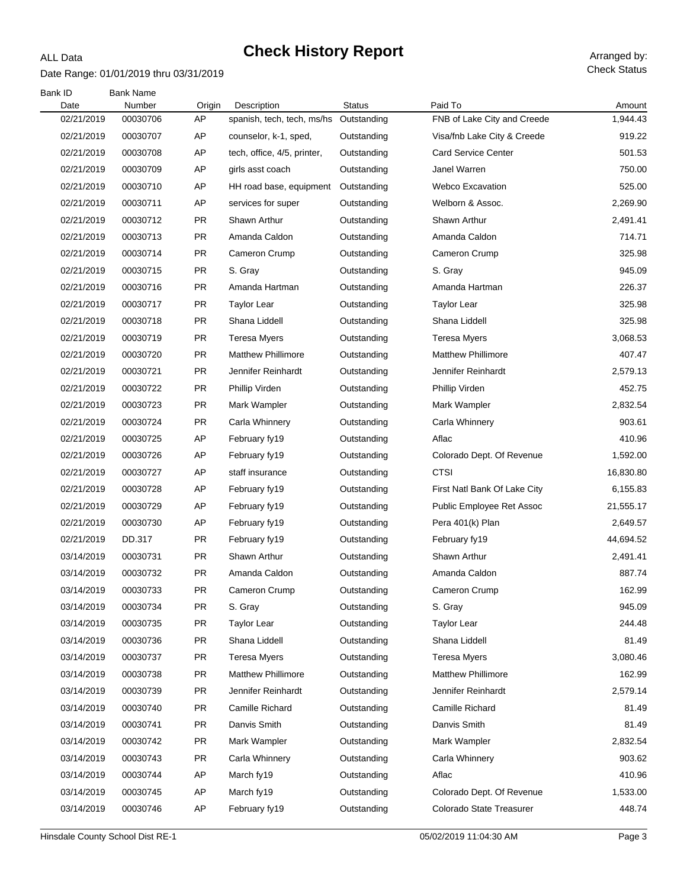ALL Data

# Check History Report

Date Range: 01/01/2019 thru 03/31/2019

Arranged by: Check Status

| Bank ID / Date | Bank Name / Number | Origin | Description | Status | Paid To | Amount |
|---|---|---|---|---|---|---|
| 02/21/2019 | 00030706 | AP | spanish, tech, tech, ms/hs | Outstanding | FNB of Lake City and Creede | 1,944.43 |
| 02/21/2019 | 00030707 | AP | counselor, k-1, sped, | Outstanding | Visa/fnb Lake City & Creede | 919.22 |
| 02/21/2019 | 00030708 | AP | tech, office, 4/5, printer, | Outstanding | Card Service Center | 501.53 |
| 02/21/2019 | 00030709 | AP | girls asst coach | Outstanding | Janel Warren | 750.00 |
| 02/21/2019 | 00030710 | AP | HH road base, equipment | Outstanding | Webco Excavation | 525.00 |
| 02/21/2019 | 00030711 | AP | services for super | Outstanding | Welborn & Assoc. | 2,269.90 |
| 02/21/2019 | 00030712 | PR | Shawn Arthur | Outstanding | Shawn Arthur | 2,491.41 |
| 02/21/2019 | 00030713 | PR | Amanda Caldon | Outstanding | Amanda Caldon | 714.71 |
| 02/21/2019 | 00030714 | PR | Cameron Crump | Outstanding | Cameron Crump | 325.98 |
| 02/21/2019 | 00030715 | PR | S. Gray | Outstanding | S. Gray | 945.09 |
| 02/21/2019 | 00030716 | PR | Amanda Hartman | Outstanding | Amanda Hartman | 226.37 |
| 02/21/2019 | 00030717 | PR | Taylor Lear | Outstanding | Taylor Lear | 325.98 |
| 02/21/2019 | 00030718 | PR | Shana Liddell | Outstanding | Shana Liddell | 325.98 |
| 02/21/2019 | 00030719 | PR | Teresa Myers | Outstanding | Teresa Myers | 3,068.53 |
| 02/21/2019 | 00030720 | PR | Matthew Phillimore | Outstanding | Matthew Phillimore | 407.47 |
| 02/21/2019 | 00030721 | PR | Jennifer Reinhardt | Outstanding | Jennifer Reinhardt | 2,579.13 |
| 02/21/2019 | 00030722 | PR | Phillip Virden | Outstanding | Phillip Virden | 452.75 |
| 02/21/2019 | 00030723 | PR | Mark Wampler | Outstanding | Mark Wampler | 2,832.54 |
| 02/21/2019 | 00030724 | PR | Carla Whinnery | Outstanding | Carla Whinnery | 903.61 |
| 02/21/2019 | 00030725 | AP | February fy19 | Outstanding | Aflac | 410.96 |
| 02/21/2019 | 00030726 | AP | February fy19 | Outstanding | Colorado Dept. Of Revenue | 1,592.00 |
| 02/21/2019 | 00030727 | AP | staff insurance | Outstanding | CTSI | 16,830.80 |
| 02/21/2019 | 00030728 | AP | February fy19 | Outstanding | First Natl Bank Of Lake City | 6,155.83 |
| 02/21/2019 | 00030729 | AP | February fy19 | Outstanding | Public Employee Ret Assoc | 21,555.17 |
| 02/21/2019 | 00030730 | AP | February fy19 | Outstanding | Pera 401(k) Plan | 2,649.57 |
| 02/21/2019 | DD.317 | PR | February fy19 | Outstanding | February fy19 | 44,694.52 |
| 03/14/2019 | 00030731 | PR | Shawn Arthur | Outstanding | Shawn Arthur | 2,491.41 |
| 03/14/2019 | 00030732 | PR | Amanda Caldon | Outstanding | Amanda Caldon | 887.74 |
| 03/14/2019 | 00030733 | PR | Cameron Crump | Outstanding | Cameron Crump | 162.99 |
| 03/14/2019 | 00030734 | PR | S. Gray | Outstanding | S. Gray | 945.09 |
| 03/14/2019 | 00030735 | PR | Taylor Lear | Outstanding | Taylor Lear | 244.48 |
| 03/14/2019 | 00030736 | PR | Shana Liddell | Outstanding | Shana Liddell | 81.49 |
| 03/14/2019 | 00030737 | PR | Teresa Myers | Outstanding | Teresa Myers | 3,080.46 |
| 03/14/2019 | 00030738 | PR | Matthew Phillimore | Outstanding | Matthew Phillimore | 162.99 |
| 03/14/2019 | 00030739 | PR | Jennifer Reinhardt | Outstanding | Jennifer Reinhardt | 2,579.14 |
| 03/14/2019 | 00030740 | PR | Camille Richard | Outstanding | Camille Richard | 81.49 |
| 03/14/2019 | 00030741 | PR | Danvis Smith | Outstanding | Danvis Smith | 81.49 |
| 03/14/2019 | 00030742 | PR | Mark Wampler | Outstanding | Mark Wampler | 2,832.54 |
| 03/14/2019 | 00030743 | PR | Carla Whinnery | Outstanding | Carla Whinnery | 903.62 |
| 03/14/2019 | 00030744 | AP | March fy19 | Outstanding | Aflac | 410.96 |
| 03/14/2019 | 00030745 | AP | March fy19 | Outstanding | Colorado Dept. Of Revenue | 1,533.00 |
| 03/14/2019 | 00030746 | AP | February fy19 | Outstanding | Colorado State Treasurer | 448.74 |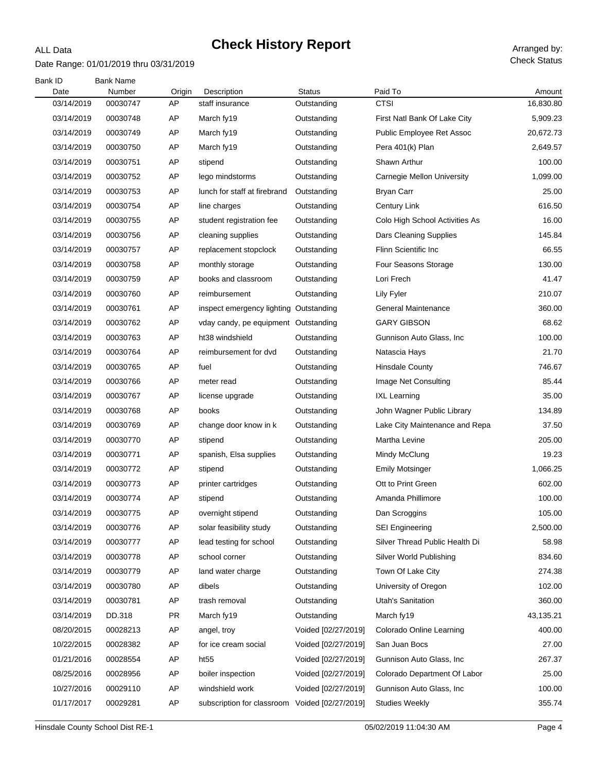ALL Data

# Check History Report

Date Range: 01/01/2019 thru 03/31/2019

Arranged by: Check Status

| Bank ID / Date | Bank Name / Number | Origin | Description | Status | Paid To | Amount |
|---|---|---|---|---|---|---|
| 03/14/2019 | 00030747 | AP | staff insurance | Outstanding | CTSI | 16,830.80 |
| 03/14/2019 | 00030748 | AP | March fy19 | Outstanding | First Natl Bank Of Lake City | 5,909.23 |
| 03/14/2019 | 00030749 | AP | March fy19 | Outstanding | Public Employee Ret Assoc | 20,672.73 |
| 03/14/2019 | 00030750 | AP | March fy19 | Outstanding | Pera 401(k) Plan | 2,649.57 |
| 03/14/2019 | 00030751 | AP | stipend | Outstanding | Shawn Arthur | 100.00 |
| 03/14/2019 | 00030752 | AP | lego mindstorms | Outstanding | Carnegie Mellon University | 1,099.00 |
| 03/14/2019 | 00030753 | AP | lunch for staff at firebrand | Outstanding | Bryan Carr | 25.00 |
| 03/14/2019 | 00030754 | AP | line charges | Outstanding | Century Link | 616.50 |
| 03/14/2019 | 00030755 | AP | student registration fee | Outstanding | Colo High School Activities As | 16.00 |
| 03/14/2019 | 00030756 | AP | cleaning supplies | Outstanding | Dars Cleaning Supplies | 145.84 |
| 03/14/2019 | 00030757 | AP | replacement stopclock | Outstanding | Flinn Scientific Inc | 66.55 |
| 03/14/2019 | 00030758 | AP | monthly storage | Outstanding | Four Seasons Storage | 130.00 |
| 03/14/2019 | 00030759 | AP | books and classroom | Outstanding | Lori Frech | 41.47 |
| 03/14/2019 | 00030760 | AP | reimbursement | Outstanding | Lily Fyler | 210.07 |
| 03/14/2019 | 00030761 | AP | inspect emergency lighting | Outstanding | General Maintenance | 360.00 |
| 03/14/2019 | 00030762 | AP | vday candy, pe equipment | Outstanding | GARY GIBSON | 68.62 |
| 03/14/2019 | 00030763 | AP | ht38 windshield | Outstanding | Gunnison Auto Glass, Inc | 100.00 |
| 03/14/2019 | 00030764 | AP | reimbursement for dvd | Outstanding | Natascia Hays | 21.70 |
| 03/14/2019 | 00030765 | AP | fuel | Outstanding | Hinsdale County | 746.67 |
| 03/14/2019 | 00030766 | AP | meter read | Outstanding | Image Net Consulting | 85.44 |
| 03/14/2019 | 00030767 | AP | license upgrade | Outstanding | IXL Learning | 35.00 |
| 03/14/2019 | 00030768 | AP | books | Outstanding | John Wagner Public Library | 134.89 |
| 03/14/2019 | 00030769 | AP | change door know in k | Outstanding | Lake City Maintenance and Repa | 37.50 |
| 03/14/2019 | 00030770 | AP | stipend | Outstanding | Martha Levine | 205.00 |
| 03/14/2019 | 00030771 | AP | spanish, Elsa supplies | Outstanding | Mindy McClung | 19.23 |
| 03/14/2019 | 00030772 | AP | stipend | Outstanding | Emily Motsinger | 1,066.25 |
| 03/14/2019 | 00030773 | AP | printer cartridges | Outstanding | Ott to Print Green | 602.00 |
| 03/14/2019 | 00030774 | AP | stipend | Outstanding | Amanda Phillimore | 100.00 |
| 03/14/2019 | 00030775 | AP | overnight stipend | Outstanding | Dan Scroggins | 105.00 |
| 03/14/2019 | 00030776 | AP | solar feasibility study | Outstanding | SEI Engineering | 2,500.00 |
| 03/14/2019 | 00030777 | AP | lead testing for school | Outstanding | Silver Thread Public Health Di | 58.98 |
| 03/14/2019 | 00030778 | AP | school corner | Outstanding | Silver World Publishing | 834.60 |
| 03/14/2019 | 00030779 | AP | land water charge | Outstanding | Town Of Lake City | 274.38 |
| 03/14/2019 | 00030780 | AP | dibels | Outstanding | University of Oregon | 102.00 |
| 03/14/2019 | 00030781 | AP | trash removal | Outstanding | Utah's Sanitation | 360.00 |
| 03/14/2019 | DD.318 | PR | March fy19 | Outstanding | March fy19 | 43,135.21 |
| 08/20/2015 | 00028213 | AP | angel, troy | Voided [02/27/2019] | Colorado Online Learning | 400.00 |
| 10/22/2015 | 00028382 | AP | for ice cream social | Voided [02/27/2019] | San Juan Bocs | 27.00 |
| 01/21/2016 | 00028554 | AP | ht55 | Voided [02/27/2019] | Gunnison Auto Glass, Inc | 267.37 |
| 08/25/2016 | 00028956 | AP | boiler inspection | Voided [02/27/2019] | Colorado Department Of Labor | 25.00 |
| 10/27/2016 | 00029110 | AP | windshield work | Voided [02/27/2019] | Gunnison Auto Glass, Inc | 100.00 |
| 01/17/2017 | 00029281 | AP | subscription for classroom | Voided [02/27/2019] | Studies Weekly | 355.74 |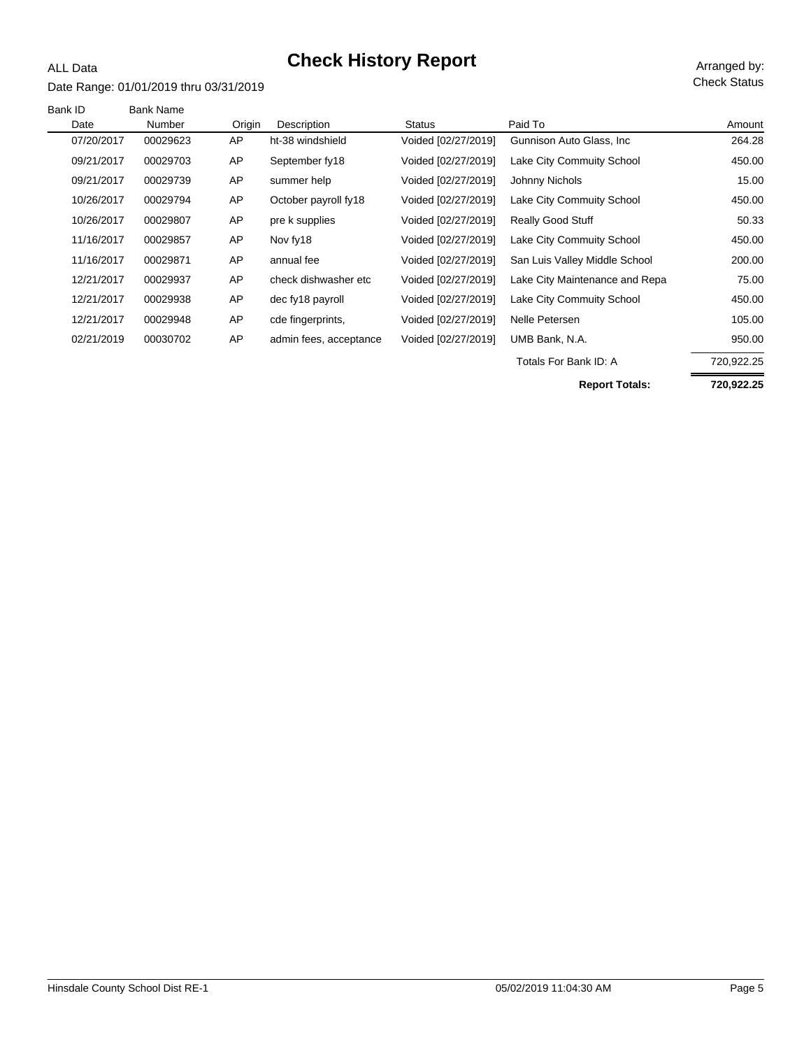ALL Data

# Check History Report

Date Range: 01/01/2019 thru 03/31/2019

Arranged by:
Check Status

| Bank ID / Date | Bank Name / Number | Origin | Description | Status | Paid To | Amount |
|---|---|---|---|---|---|---|
| 07/20/2017 | 00029623 | AP | ht-38 windshield | Voided [02/27/2019] | Gunnison Auto Glass, Inc | 264.28 |
| 09/21/2017 | 00029703 | AP | September fy18 | Voided [02/27/2019] | Lake City Commuity School | 450.00 |
| 09/21/2017 | 00029739 | AP | summer help | Voided [02/27/2019] | Johnny Nichols | 15.00 |
| 10/26/2017 | 00029794 | AP | October payroll fy18 | Voided [02/27/2019] | Lake City Commuity School | 450.00 |
| 10/26/2017 | 00029807 | AP | pre k supplies | Voided [02/27/2019] | Really Good Stuff | 50.33 |
| 11/16/2017 | 00029857 | AP | Nov fy18 | Voided [02/27/2019] | Lake City Commuity School | 450.00 |
| 11/16/2017 | 00029871 | AP | annual fee | Voided [02/27/2019] | San Luis Valley Middle School | 200.00 |
| 12/21/2017 | 00029937 | AP | check dishwasher etc | Voided [02/27/2019] | Lake City Maintenance and Repa | 75.00 |
| 12/21/2017 | 00029938 | AP | dec fy18 payroll | Voided [02/27/2019] | Lake City Commuity School | 450.00 |
| 12/21/2017 | 00029948 | AP | cde fingerprints, | Voided [02/27/2019] | Nelle Petersen | 105.00 |
| 02/21/2019 | 00030702 | AP | admin fees, acceptance | Voided [02/27/2019] | UMB Bank, N.A. | 950.00 |
| | | | | | Totals For Bank ID: A | 720,922.25 |
| | | | | | **Report Totals:** | **720,922.25** |

Hinsdale County School Dist RE-1 05/02/2019 11:04:30 AM